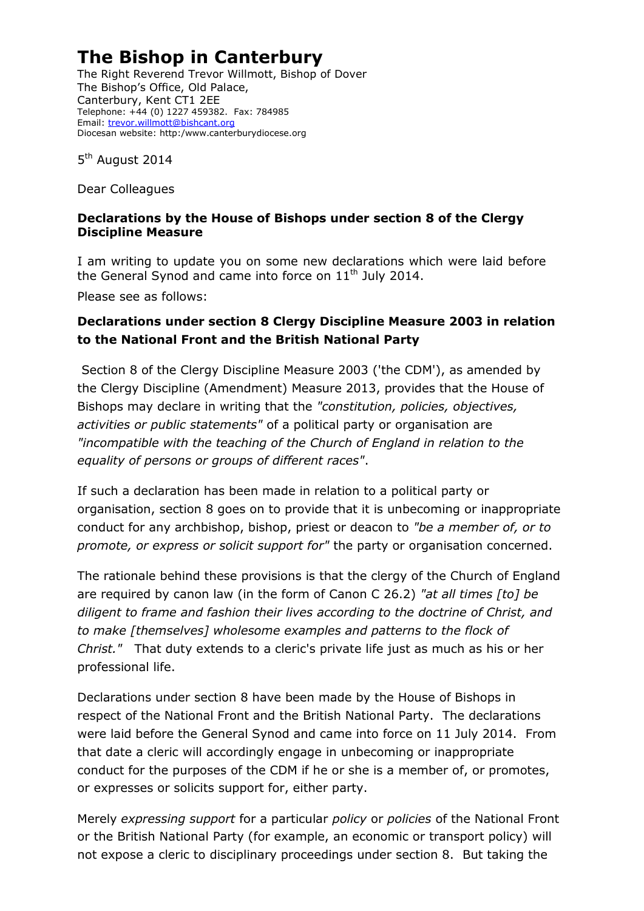# The Bishop in Canterbury

The Right Reverend Trevor Willmott, Bishop of Dover
The Bishop's Office, Old Palace,
Canterbury, Kent CT1 2EE
Telephone: +44 (0) 1227 459382. Fax: 784985
Email: trevor.willmott@bishcant.org
Diocesan website: http:/www.canterburydiocese.org

5th August 2014

Dear Colleagues

**Declarations by the House of Bishops under section 8 of the Clergy Discipline Measure**

I am writing to update you on some new declarations which were laid before the General Synod and came into force on 11th July 2014.

Please see as follows:

**Declarations under section 8 Clergy Discipline Measure 2003 in relation to the National Front and the British National Party**

Section 8 of the Clergy Discipline Measure 2003 ('the CDM'), as amended by the Clergy Discipline (Amendment) Measure 2013, provides that the House of Bishops may declare in writing that the *"constitution, policies, objectives, activities or public statements"* of a political party or organisation are *"incompatible with the teaching of the Church of England in relation to the equality of persons or groups of different races"*.

If such a declaration has been made in relation to a political party or organisation, section 8 goes on to provide that it is unbecoming or inappropriate conduct for any archbishop, bishop, priest or deacon to *"be a member of, or to promote, or express or solicit support for"* the party or organisation concerned.

The rationale behind these provisions is that the clergy of the Church of England are required by canon law (in the form of Canon C 26.2) *"at all times [to] be diligent to frame and fashion their lives according to the doctrine of Christ, and to make [themselves] wholesome examples and patterns to the flock of Christ."* That duty extends to a cleric's private life just as much as his or her professional life.

Declarations under section 8 have been made by the House of Bishops in respect of the National Front and the British National Party. The declarations were laid before the General Synod and came into force on 11 July 2014. From that date a cleric will accordingly engage in unbecoming or inappropriate conduct for the purposes of the CDM if he or she is a member of, or promotes, or expresses or solicits support for, either party.

Merely *expressing support* for a particular *policy* or *policies* of the National Front or the British National Party (for example, an economic or transport policy) will not expose a cleric to disciplinary proceedings under section 8. But taking the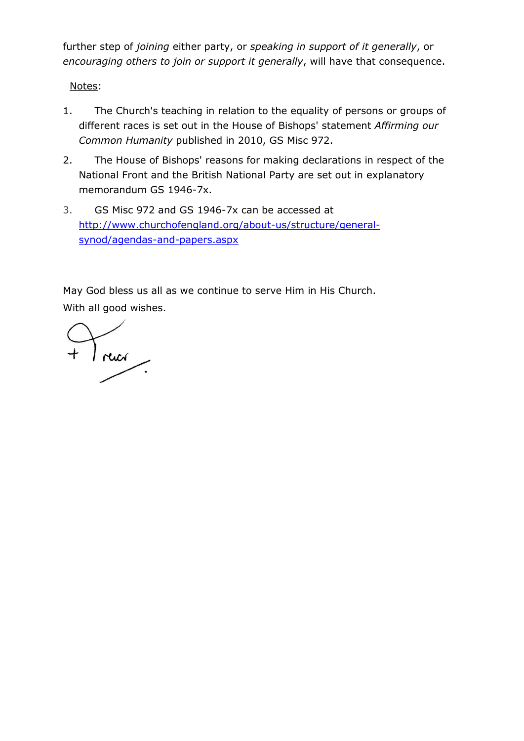further step of *joining* either party, or *speaking in support of it generally*, or *encouraging others to join or support it generally*, will have that consequence.

Notes:

1. The Church's teaching in relation to the equality of persons or groups of different races is set out in the House of Bishops' statement *Affirming our Common Humanity* published in 2010, GS Misc 972.

2. The House of Bishops' reasons for making declarations in respect of the National Front and the British National Party are set out in explanatory memorandum GS 1946-7x.

3. GS Misc 972 and GS 1946-7x can be accessed at http://www.churchofengland.org/about-us/structure/general-synod/agendas-and-papers.aspx

May God bless us all as we continue to serve Him in His Church.

With all good wishes.

+ Peter